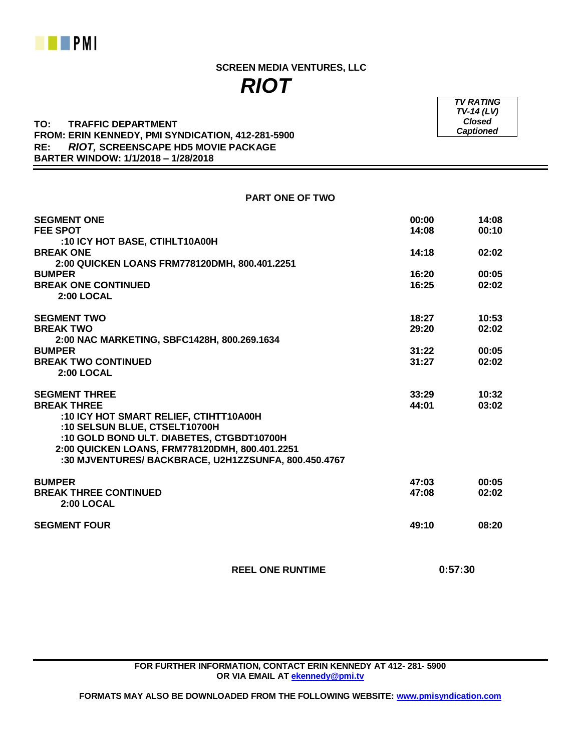PMI

**SCREEN MEDIA VENTURES, LLC**

# *RIOT*

| *TV RATING* |
|---|
| *TV-14 (LV)* |
| *Closed Captioned* |

**TO: TRAFFIC DEPARTMENT**
**FROM: ERIN KENNEDY, PMI SYNDICATION, 412-281-5900**
**RE: *RIOT,* SCREENSCAPE HD5 MOVIE PACKAGE**
**BARTER WINDOW: 1/1/2018 – 1/28/2018**

---

**PART ONE OF TWO**

| | | |
|---|---|---|
| **SEGMENT ONE** | 00:00 | 14:08 |
| **FEE SPOT** | 14:08 | 00:10 |
| :10 ICY HOT BASE, CTIHLT10A00H | | |
| **BREAK ONE** | 14:18 | 02:02 |
| 2:00 QUICKEN LOANS FRM778120DMH, 800.401.2251 | | |
| **BUMPER** | 16:20 | 00:05 |
| **BREAK ONE CONTINUED** | 16:25 | 02:02 |
| 2:00 LOCAL | | |
| **SEGMENT TWO** | 18:27 | 10:53 |
| **BREAK TWO** | 29:20 | 02:02 |
| 2:00 NAC MARKETING, SBFC1428H, 800.269.1634 | | |
| **BUMPER** | 31:22 | 00:05 |
| **BREAK TWO CONTINUED** | 31:27 | 02:02 |
| 2:00 LOCAL | | |
| **SEGMENT THREE** | 33:29 | 10:32 |
| **BREAK THREE** | 44:01 | 03:02 |
| :10 ICY HOT SMART RELIEF, CTIHTT10A00H | | |
| :10 SELSUN BLUE, CTSELT10700H | | |
| :10 GOLD BOND ULT. DIABETES, CTGBDT10700H | | |
| 2:00 QUICKEN LOANS, FRM778120DMH, 800.401.2251 | | |
| :30 MJVENTURES/ BACKBRACE, U2H1ZZSUNFA, 800.450.4767 | | |
| **BUMPER** | 47:03 | 00:05 |
| **BREAK THREE CONTINUED** | 47:08 | 02:02 |
| 2:00 LOCAL | | |
| **SEGMENT FOUR** | 49:10 | 08:20 |

**REEL ONE RUNTIME 0:57:30**

---

**FOR FURTHER INFORMATION, CONTACT ERIN KENNEDY AT 412- 281- 5900**
**OR VIA EMAIL AT ekennedy@pmi.tv**

**FORMATS MAY ALSO BE DOWNLOADED FROM THE FOLLOWING WEBSITE: www.pmisyndication.com**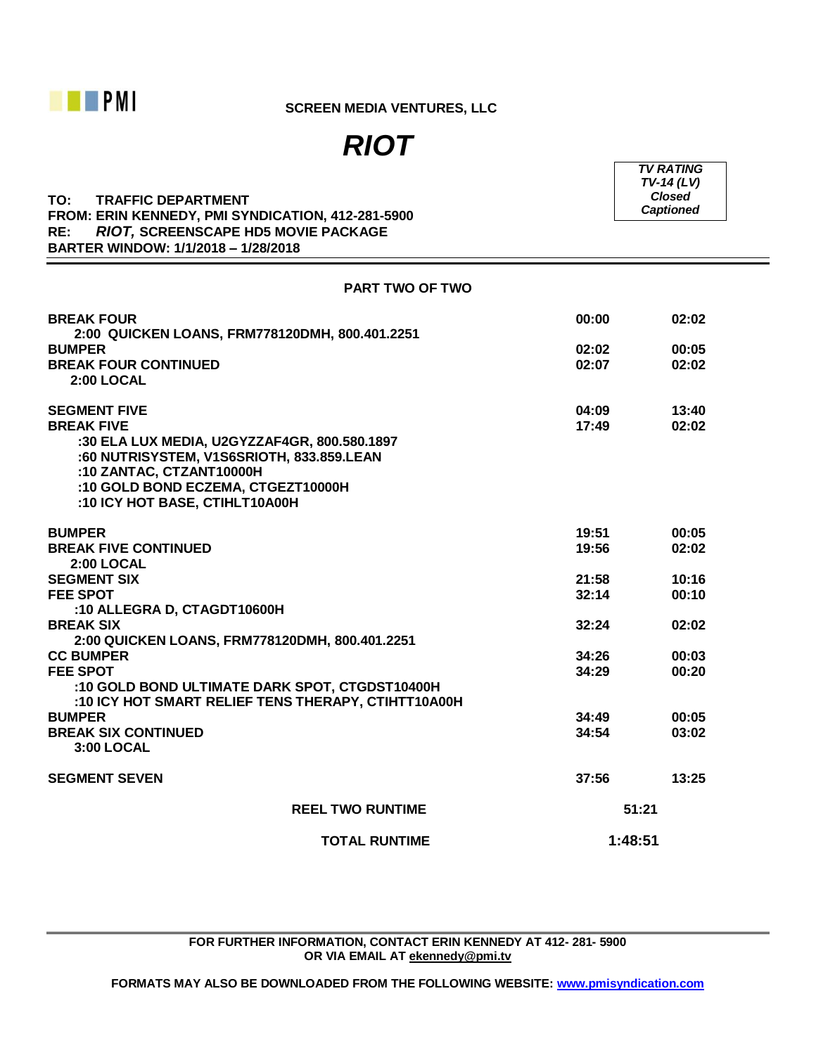PMI

**SCREEN MEDIA VENTURES, LLC**

# *RIOT*

| |
|---|
| ***TV RATING*** |
| ***TV-14 (LV)*** |
| ***Closed*** |
| ***Captioned*** |

**TO: TRAFFIC DEPARTMENT**
**FROM: ERIN KENNEDY, PMI SYNDICATION, 412-281-5900**
**RE: *RIOT,* SCREENSCAPE HD5 MOVIE PACKAGE**
**BARTER WINDOW: 1/1/2018 – 1/28/2018**

**PART TWO OF TWO**

| | | |
|---|---|---|
| **BREAK FOUR** | **00:00** | **02:02** |
| **2:00 QUICKEN LOANS, FRM778120DMH, 800.401.2251** | | |
| **BUMPER** | **02:02** | **00:05** |
| **BREAK FOUR CONTINUED** | **02:07** | **02:02** |
| **2:00 LOCAL** | | |
| **SEGMENT FIVE** | **04:09** | **13:40** |
| **BREAK FIVE** | **17:49** | **02:02** |
| **:30 ELA LUX MEDIA, U2GYZZAF4GR, 800.580.1897** | | |
| **:60 NUTRISYSTEM, V1S6SRIOTH, 833.859.LEAN** | | |
| **:10 ZANTAC, CTZANT10000H** | | |
| **:10 GOLD BOND ECZEMA, CTGEZT10000H** | | |
| **:10 ICY HOT BASE, CTIHLT10A00H** | | |
| **BUMPER** | **19:51** | **00:05** |
| **BREAK FIVE CONTINUED** | **19:56** | **02:02** |
| **2:00 LOCAL** | | |
| **SEGMENT SIX** | **21:58** | **10:16** |
| **FEE SPOT** | **32:14** | **00:10** |
| **:10 ALLEGRA D, CTAGDT10600H** | | |
| **BREAK SIX** | **32:24** | **02:02** |
| **2:00 QUICKEN LOANS, FRM778120DMH, 800.401.2251** | | |
| **CC BUMPER** | **34:26** | **00:03** |
| **FEE SPOT** | **34:29** | **00:20** |
| **:10 GOLD BOND ULTIMATE DARK SPOT, CTGDST10400H** | | |
| **:10 ICY HOT SMART RELIEF TENS THERAPY, CTIHTT10A00H** | | |
| **BUMPER** | **34:49** | **00:05** |
| **BREAK SIX CONTINUED** | **34:54** | **03:02** |
| **3:00 LOCAL** | | |
| **SEGMENT SEVEN** | **37:56** | **13:25** |
| **REEL TWO RUNTIME** | **51:21** | |
| **TOTAL RUNTIME** | **1:48:51** | |

**FOR FURTHER INFORMATION, CONTACT ERIN KENNEDY AT 412- 281- 5900**
**OR VIA EMAIL AT ekennedy@pmi.tv**

**FORMATS MAY ALSO BE DOWNLOADED FROM THE FOLLOWING WEBSITE: www.pmisyndication.com**